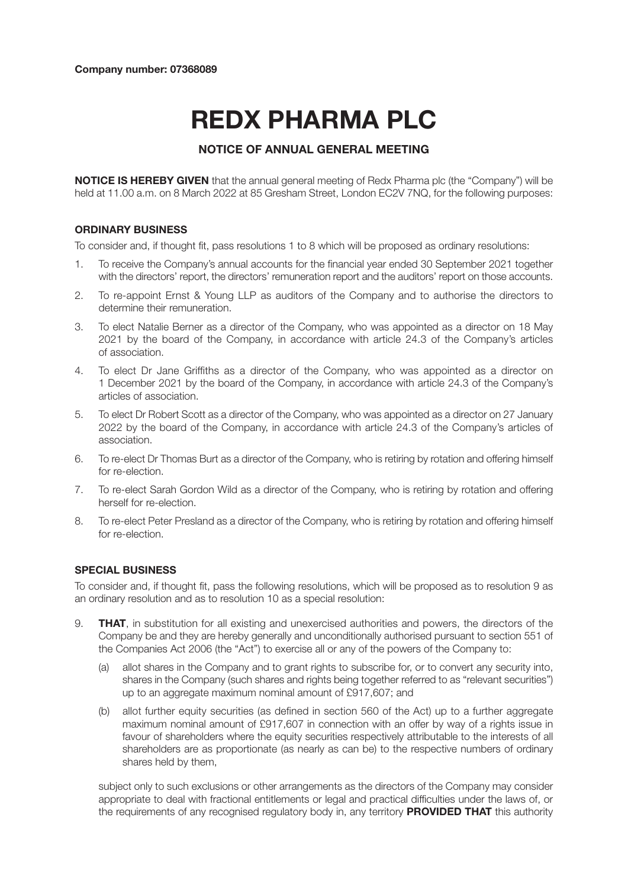**Company number: 07368089**

# REDX PHARMA PLC

## NOTICE OF ANNUAL GENERAL MEETING

**NOTICE IS HEREBY GIVEN** that the annual general meeting of Redx Pharma plc (the "Company") will be held at 11.00 a.m. on 8 March 2022 at 85 Gresham Street, London EC2V 7NQ, for the following purposes:

### ORDINARY BUSINESS

To consider and, if thought fit, pass resolutions 1 to 8 which will be proposed as ordinary resolutions:

1. To receive the Company's annual accounts for the financial year ended 30 September 2021 together with the directors' report, the directors' remuneration report and the auditors' report on those accounts.
2. To re-appoint Ernst & Young LLP as auditors of the Company and to authorise the directors to determine their remuneration.
3. To elect Natalie Berner as a director of the Company, who was appointed as a director on 18 May 2021 by the board of the Company, in accordance with article 24.3 of the Company's articles of association.
4. To elect Dr Jane Griffiths as a director of the Company, who was appointed as a director on 1 December 2021 by the board of the Company, in accordance with article 24.3 of the Company's articles of association.
5. To elect Dr Robert Scott as a director of the Company, who was appointed as a director on 27 January 2022 by the board of the Company, in accordance with article 24.3 of the Company's articles of association.
6. To re-elect Dr Thomas Burt as a director of the Company, who is retiring by rotation and offering himself for re-election.
7. To re-elect Sarah Gordon Wild as a director of the Company, who is retiring by rotation and offering herself for re-election.
8. To re-elect Peter Presland as a director of the Company, who is retiring by rotation and offering himself for re-election.

### SPECIAL BUSINESS

To consider and, if thought fit, pass the following resolutions, which will be proposed as to resolution 9 as an ordinary resolution and as to resolution 10 as a special resolution:

9. **THAT**, in substitution for all existing and unexercised authorities and powers, the directors of the Company be and they are hereby generally and unconditionally authorised pursuant to section 551 of the Companies Act 2006 (the "Act") to exercise all or any of the powers of the Company to:

   (a) allot shares in the Company and to grant rights to subscribe for, or to convert any security into, shares in the Company (such shares and rights being together referred to as "relevant securities") up to an aggregate maximum nominal amount of £917,607; and

   (b) allot further equity securities (as defined in section 560 of the Act) up to a further aggregate maximum nominal amount of £917,607 in connection with an offer by way of a rights issue in favour of shareholders where the equity securities respectively attributable to the interests of all shareholders are as proportionate (as nearly as can be) to the respective numbers of ordinary shares held by them,

   subject only to such exclusions or other arrangements as the directors of the Company may consider appropriate to deal with fractional entitlements or legal and practical difficulties under the laws of, or the requirements of any recognised regulatory body in, any territory **PROVIDED THAT** this authority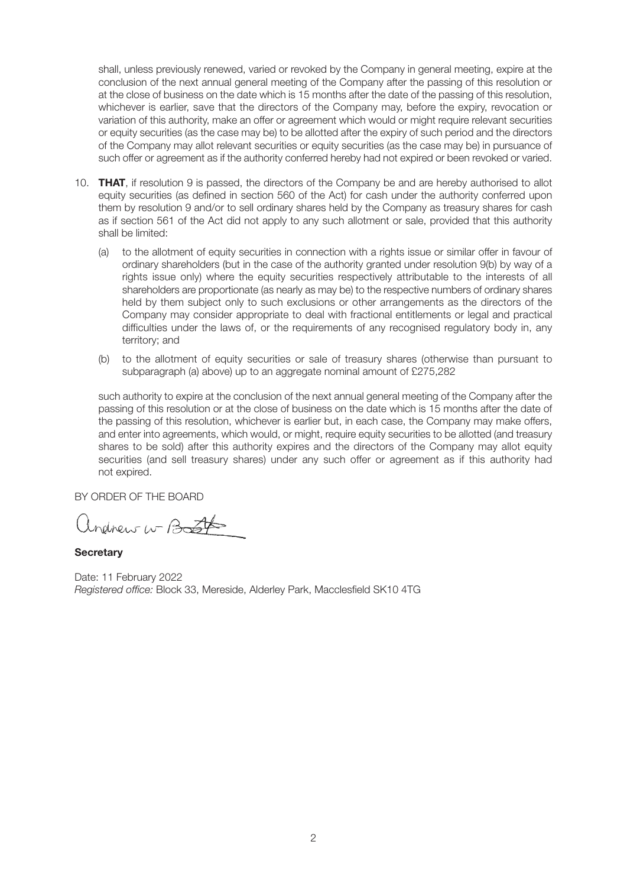shall, unless previously renewed, varied or revoked by the Company in general meeting, expire at the conclusion of the next annual general meeting of the Company after the passing of this resolution or at the close of business on the date which is 15 months after the date of the passing of this resolution, whichever is earlier, save that the directors of the Company may, before the expiry, revocation or variation of this authority, make an offer or agreement which would or might require relevant securities or equity securities (as the case may be) to be allotted after the expiry of such period and the directors of the Company may allot relevant securities or equity securities (as the case may be) in pursuance of such offer or agreement as if the authority conferred hereby had not expired or been revoked or varied.

10. **THAT**, if resolution 9 is passed, the directors of the Company be and are hereby authorised to allot equity securities (as defined in section 560 of the Act) for cash under the authority conferred upon them by resolution 9 and/or to sell ordinary shares held by the Company as treasury shares for cash as if section 561 of the Act did not apply to any such allotment or sale, provided that this authority shall be limited:

    (a) to the allotment of equity securities in connection with a rights issue or similar offer in favour of ordinary shareholders (but in the case of the authority granted under resolution 9(b) by way of a rights issue only) where the equity securities respectively attributable to the interests of all shareholders are proportionate (as nearly as may be) to the respective numbers of ordinary shares held by them subject only to such exclusions or other arrangements as the directors of the Company may consider appropriate to deal with fractional entitlements or legal and practical difficulties under the laws of, or the requirements of any recognised regulatory body in, any territory; and

    (b) to the allotment of equity securities or sale of treasury shares (otherwise than pursuant to subparagraph (a) above) up to an aggregate nominal amount of £275,282

    such authority to expire at the conclusion of the next annual general meeting of the Company after the passing of this resolution or at the close of business on the date which is 15 months after the date of the passing of this resolution, whichever is earlier but, in each case, the Company may make offers, and enter into agreements, which would, or might, require equity securities to be allotted (and treasury shares to be sold) after this authority expires and the directors of the Company may allot equity securities (and sell treasury shares) under any such offer or agreement as if this authority had not expired.

BY ORDER OF THE BOARD

Andrew W Bott

**Secretary**

Date: 11 February 2022
*Registered office:* Block 33, Mereside, Alderley Park, Macclesfield SK10 4TG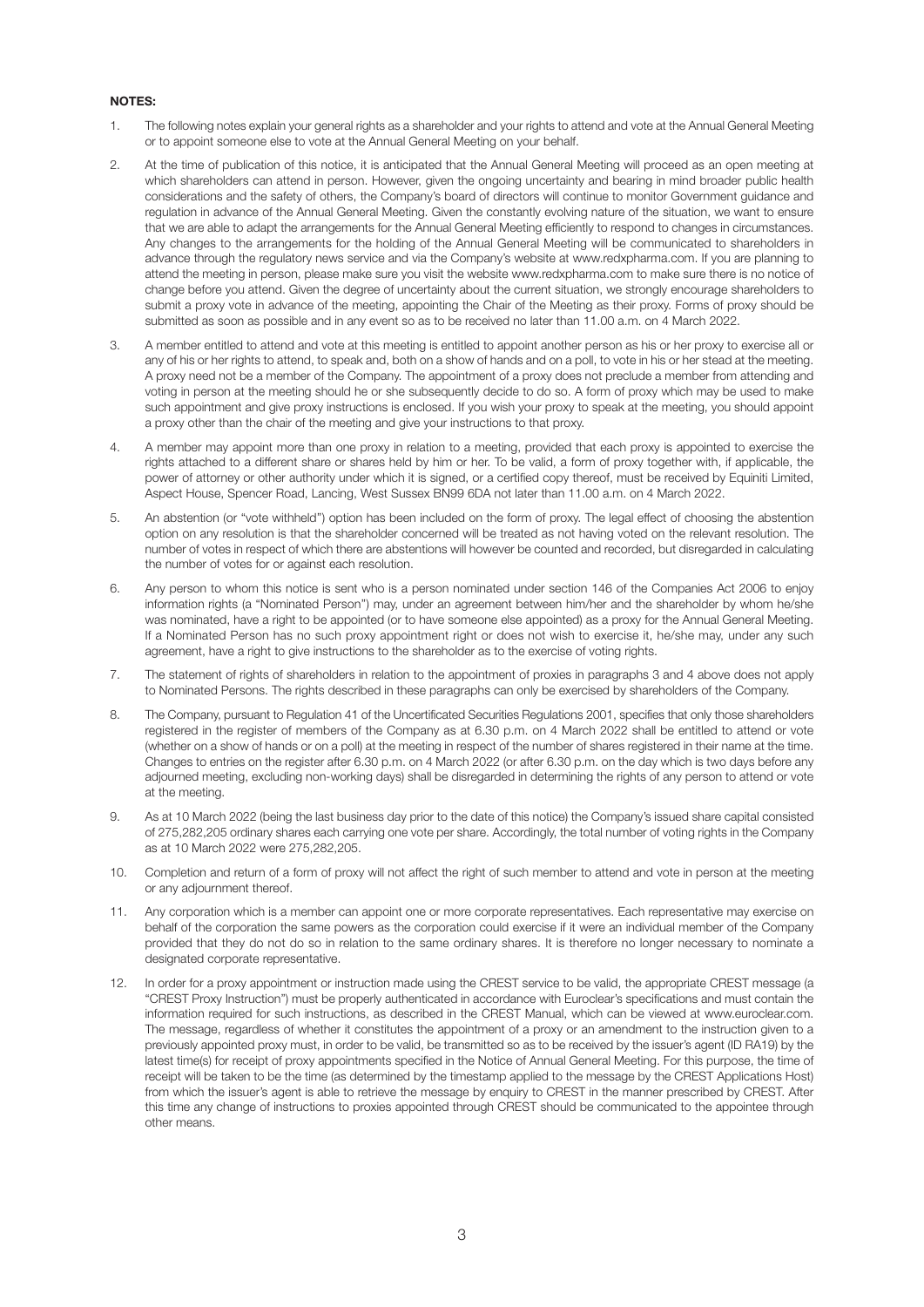**NOTES:**

1. The following notes explain your general rights as a shareholder and your rights to attend and vote at the Annual General Meeting or to appoint someone else to vote at the Annual General Meeting on your behalf.

2. At the time of publication of this notice, it is anticipated that the Annual General Meeting will proceed as an open meeting at which shareholders can attend in person. However, given the ongoing uncertainty and bearing in mind broader public health considerations and the safety of others, the Company's board of directors will continue to monitor Government guidance and regulation in advance of the Annual General Meeting. Given the constantly evolving nature of the situation, we want to ensure that we are able to adapt the arrangements for the Annual General Meeting efficiently to respond to changes in circumstances. Any changes to the arrangements for the holding of the Annual General Meeting will be communicated to shareholders in advance through the regulatory news service and via the Company's website at www.redxpharma.com. If you are planning to attend the meeting in person, please make sure you visit the website www.redxpharma.com to make sure there is no notice of change before you attend. Given the degree of uncertainty about the current situation, we strongly encourage shareholders to submit a proxy vote in advance of the meeting, appointing the Chair of the Meeting as their proxy. Forms of proxy should be submitted as soon as possible and in any event so as to be received no later than 11.00 a.m. on 4 March 2022.

3. A member entitled to attend and vote at this meeting is entitled to appoint another person as his or her proxy to exercise all or any of his or her rights to attend, to speak and, both on a show of hands and on a poll, to vote in his or her stead at the meeting. A proxy need not be a member of the Company. The appointment of a proxy does not preclude a member from attending and voting in person at the meeting should he or she subsequently decide to do so. A form of proxy which may be used to make such appointment and give proxy instructions is enclosed. If you wish your proxy to speak at the meeting, you should appoint a proxy other than the chair of the meeting and give your instructions to that proxy.

4. A member may appoint more than one proxy in relation to a meeting, provided that each proxy is appointed to exercise the rights attached to a different share or shares held by him or her. To be valid, a form of proxy together with, if applicable, the power of attorney or other authority under which it is signed, or a certified copy thereof, must be received by Equiniti Limited, Aspect House, Spencer Road, Lancing, West Sussex BN99 6DA not later than 11.00 a.m. on 4 March 2022.

5. An abstention (or "vote withheld") option has been included on the form of proxy. The legal effect of choosing the abstention option on any resolution is that the shareholder concerned will be treated as not having voted on the relevant resolution. The number of votes in respect of which there are abstentions will however be counted and recorded, but disregarded in calculating the number of votes for or against each resolution.

6. Any person to whom this notice is sent who is a person nominated under section 146 of the Companies Act 2006 to enjoy information rights (a "Nominated Person") may, under an agreement between him/her and the shareholder by whom he/she was nominated, have a right to be appointed (or to have someone else appointed) as a proxy for the Annual General Meeting. If a Nominated Person has no such proxy appointment right or does not wish to exercise it, he/she may, under any such agreement, have a right to give instructions to the shareholder as to the exercise of voting rights.

7. The statement of rights of shareholders in relation to the appointment of proxies in paragraphs 3 and 4 above does not apply to Nominated Persons. The rights described in these paragraphs can only be exercised by shareholders of the Company.

8. The Company, pursuant to Regulation 41 of the Uncertificated Securities Regulations 2001, specifies that only those shareholders registered in the register of members of the Company as at 6.30 p.m. on 4 March 2022 shall be entitled to attend or vote (whether on a show of hands or on a poll) at the meeting in respect of the number of shares registered in their name at the time. Changes to entries on the register after 6.30 p.m. on 4 March 2022 (or after 6.30 p.m. on the day which is two days before any adjourned meeting, excluding non-working days) shall be disregarded in determining the rights of any person to attend or vote at the meeting.

9. As at 10 March 2022 (being the last business day prior to the date of this notice) the Company's issued share capital consisted of 275,282,205 ordinary shares each carrying one vote per share. Accordingly, the total number of voting rights in the Company as at 10 March 2022 were 275,282,205.

10. Completion and return of a form of proxy will not affect the right of such member to attend and vote in person at the meeting or any adjournment thereof.

11. Any corporation which is a member can appoint one or more corporate representatives. Each representative may exercise on behalf of the corporation the same powers as the corporation could exercise if it were an individual member of the Company provided that they do not do so in relation to the same ordinary shares. It is therefore no longer necessary to nominate a designated corporate representative.

12. In order for a proxy appointment or instruction made using the CREST service to be valid, the appropriate CREST message (a "CREST Proxy Instruction") must be properly authenticated in accordance with Euroclear's specifications and must contain the information required for such instructions, as described in the CREST Manual, which can be viewed at www.euroclear.com. The message, regardless of whether it constitutes the appointment of a proxy or an amendment to the instruction given to a previously appointed proxy must, in order to be valid, be transmitted so as to be received by the issuer's agent (ID RA19) by the latest time(s) for receipt of proxy appointments specified in the Notice of Annual General Meeting. For this purpose, the time of receipt will be taken to be the time (as determined by the timestamp applied to the message by the CREST Applications Host) from which the issuer's agent is able to retrieve the message by enquiry to CREST in the manner prescribed by CREST. After this time any change of instructions to proxies appointed through CREST should be communicated to the appointee through other means.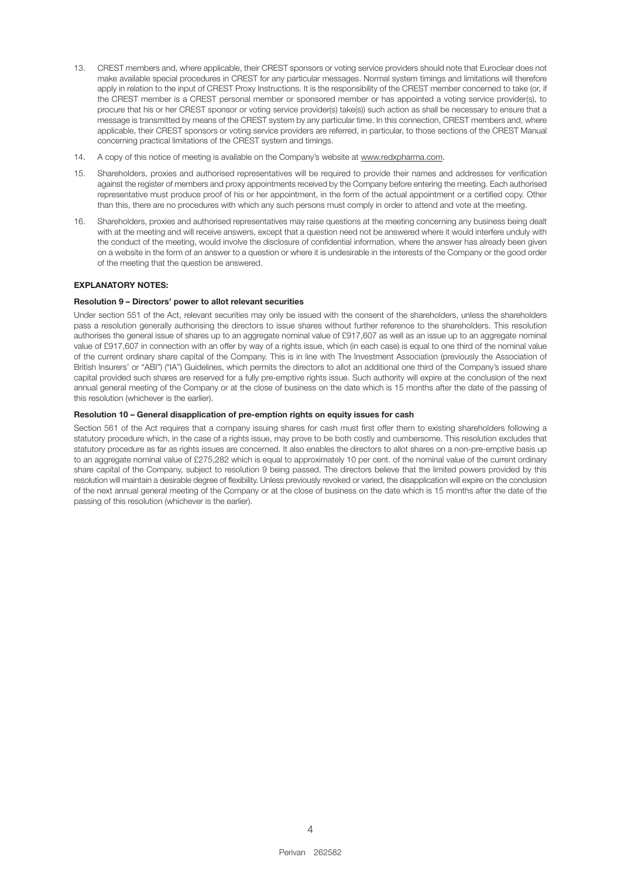13. CREST members and, where applicable, their CREST sponsors or voting service providers should note that Euroclear does not make available special procedures in CREST for any particular messages. Normal system timings and limitations will therefore apply in relation to the input of CREST Proxy Instructions. It is the responsibility of the CREST member concerned to take (or, if the CREST member is a CREST personal member or sponsored member or has appointed a voting service provider(s), to procure that his or her CREST sponsor or voting service provider(s) take(s)) such action as shall be necessary to ensure that a message is transmitted by means of the CREST system by any particular time. In this connection, CREST members and, where applicable, their CREST sponsors or voting service providers are referred, in particular, to those sections of the CREST Manual concerning practical limitations of the CREST system and timings.

14. A copy of this notice of meeting is available on the Company's website at www.redxpharma.com.

15. Shareholders, proxies and authorised representatives will be required to provide their names and addresses for verification against the register of members and proxy appointments received by the Company before entering the meeting. Each authorised representative must produce proof of his or her appointment, in the form of the actual appointment or a certified copy. Other than this, there are no procedures with which any such persons must comply in order to attend and vote at the meeting.

16. Shareholders, proxies and authorised representatives may raise questions at the meeting concerning any business being dealt with at the meeting and will receive answers, except that a question need not be answered where it would interfere unduly with the conduct of the meeting, would involve the disclosure of confidential information, where the answer has already been given on a website in the form of an answer to a question or where it is undesirable in the interests of the Company or the good order of the meeting that the question be answered.

**EXPLANATORY NOTES:**

**Resolution 9 – Directors' power to allot relevant securities**

Under section 551 of the Act, relevant securities may only be issued with the consent of the shareholders, unless the shareholders pass a resolution generally authorising the directors to issue shares without further reference to the shareholders. This resolution authorises the general issue of shares up to an aggregate nominal value of £917,607 as well as an issue up to an aggregate nominal value of £917,607 in connection with an offer by way of a rights issue, which (in each case) is equal to one third of the nominal value of the current ordinary share capital of the Company. This is in line with The Investment Association (previously the Association of British Insurers' or "ABI") ("IA") Guidelines, which permits the directors to allot an additional one third of the Company's issued share capital provided such shares are reserved for a fully pre-emptive rights issue. Such authority will expire at the conclusion of the next annual general meeting of the Company or at the close of business on the date which is 15 months after the date of the passing of this resolution (whichever is the earlier).

**Resolution 10 – General disapplication of pre-emption rights on equity issues for cash**

Section 561 of the Act requires that a company issuing shares for cash must first offer them to existing shareholders following a statutory procedure which, in the case of a rights issue, may prove to be both costly and cumbersome. This resolution excludes that statutory procedure as far as rights issues are concerned. It also enables the directors to allot shares on a non-pre-emptive basis up to an aggregate nominal value of £275,282 which is equal to approximately 10 per cent. of the nominal value of the current ordinary share capital of the Company, subject to resolution 9 being passed. The directors believe that the limited powers provided by this resolution will maintain a desirable degree of flexibility. Unless previously revoked or varied, the disapplication will expire on the conclusion of the next annual general meeting of the Company or at the close of business on the date which is 15 months after the date of the passing of this resolution (whichever is the earlier).

Perivan 262582